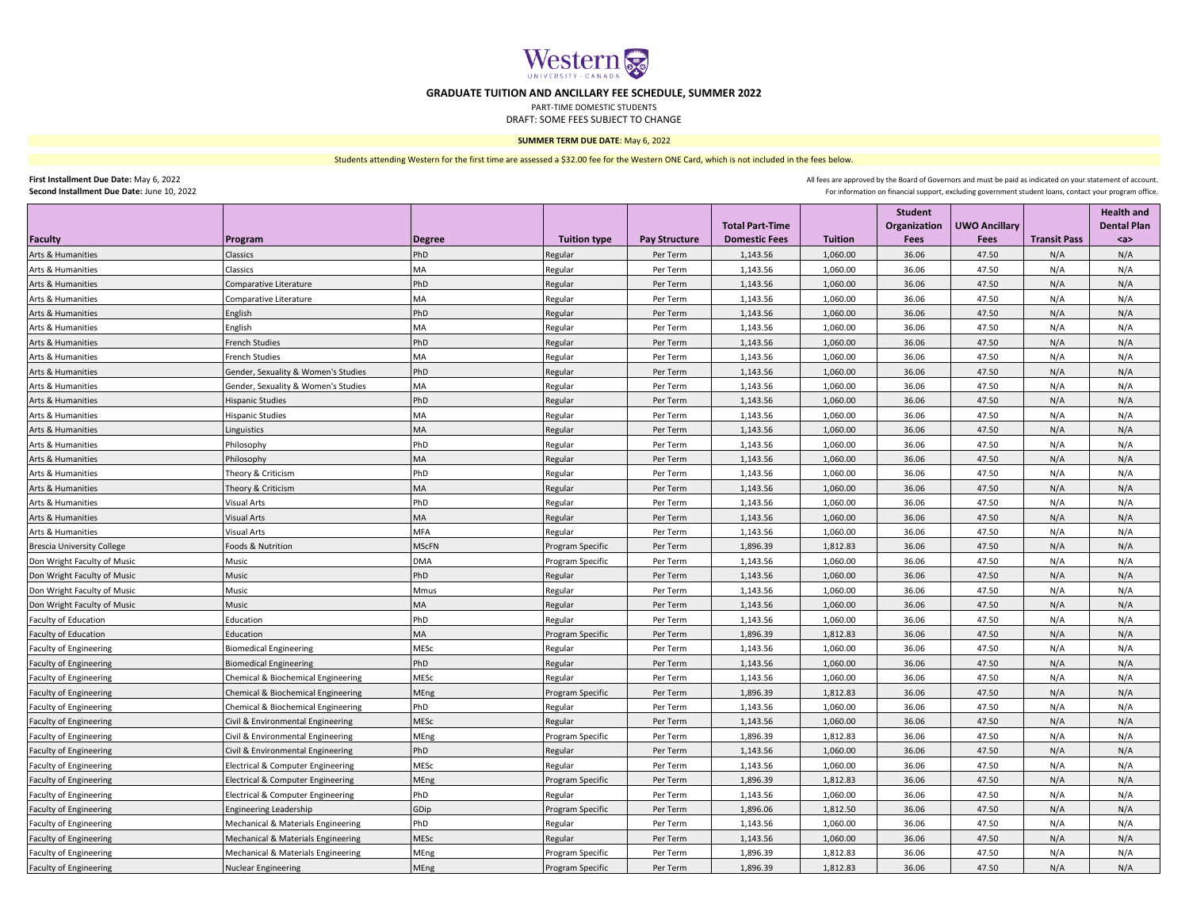# GRADUATE TUITION AND ANCILLARY FEE SCHEDULE, SUMMER 2022

PART-TIME DOMESTIC STUDENTS

DRAFT: SOME FEES SUBJECT TO CHANGE

**SUMMER TERM DUE DATE**: May 6, 2022

Students attending Western for the first time are assessed a $32.00 fee for the Western ONE Card, which is not included in the fees below.

**First Installment Due Date:** May 6, 2022
**Second Installment Due Date:** June 10, 2022

All fees are approved by the Board of Governors and must be paid as indicated on your statement of account.
For information on financial support, excluding government student loans, contact your program office.

| Faculty | Program | Degree | Tuition type | Pay Structure | Total Part-Time Domestic Fees | Tuition | Student Organization Fees | UWO Ancillary Fees | Transit Pass | Health and Dental Plan <a> |
|---|---|---|---|---|---|---|---|---|---|---|
| Arts & Humanities | Classics | PhD | Regular | Per Term | 1,143.56 | 1,060.00 | 36.06 | 47.50 | N/A | N/A |
| Arts & Humanities | Classics | MA | Regular | Per Term | 1,143.56 | 1,060.00 | 36.06 | 47.50 | N/A | N/A |
| Arts & Humanities | Comparative Literature | PhD | Regular | Per Term | 1,143.56 | 1,060.00 | 36.06 | 47.50 | N/A | N/A |
| Arts & Humanities | Comparative Literature | MA | Regular | Per Term | 1,143.56 | 1,060.00 | 36.06 | 47.50 | N/A | N/A |
| Arts & Humanities | English | PhD | Regular | Per Term | 1,143.56 | 1,060.00 | 36.06 | 47.50 | N/A | N/A |
| Arts & Humanities | English | MA | Regular | Per Term | 1,143.56 | 1,060.00 | 36.06 | 47.50 | N/A | N/A |
| Arts & Humanities | French Studies | PhD | Regular | Per Term | 1,143.56 | 1,060.00 | 36.06 | 47.50 | N/A | N/A |
| Arts & Humanities | French Studies | MA | Regular | Per Term | 1,143.56 | 1,060.00 | 36.06 | 47.50 | N/A | N/A |
| Arts & Humanities | Gender, Sexuality & Women's Studies | PhD | Regular | Per Term | 1,143.56 | 1,060.00 | 36.06 | 47.50 | N/A | N/A |
| Arts & Humanities | Gender, Sexuality & Women's Studies | MA | Regular | Per Term | 1,143.56 | 1,060.00 | 36.06 | 47.50 | N/A | N/A |
| Arts & Humanities | Hispanic Studies | PhD | Regular | Per Term | 1,143.56 | 1,060.00 | 36.06 | 47.50 | N/A | N/A |
| Arts & Humanities | Hispanic Studies | MA | Regular | Per Term | 1,143.56 | 1,060.00 | 36.06 | 47.50 | N/A | N/A |
| Arts & Humanities | Linguistics | MA | Regular | Per Term | 1,143.56 | 1,060.00 | 36.06 | 47.50 | N/A | N/A |
| Arts & Humanities | Philosophy | PhD | Regular | Per Term | 1,143.56 | 1,060.00 | 36.06 | 47.50 | N/A | N/A |
| Arts & Humanities | Philosophy | MA | Regular | Per Term | 1,143.56 | 1,060.00 | 36.06 | 47.50 | N/A | N/A |
| Arts & Humanities | Theory & Criticism | PhD | Regular | Per Term | 1,143.56 | 1,060.00 | 36.06 | 47.50 | N/A | N/A |
| Arts & Humanities | Theory & Criticism | MA | Regular | Per Term | 1,143.56 | 1,060.00 | 36.06 | 47.50 | N/A | N/A |
| Arts & Humanities | Visual Arts | PhD | Regular | Per Term | 1,143.56 | 1,060.00 | 36.06 | 47.50 | N/A | N/A |
| Arts & Humanities | Visual Arts | MA | Regular | Per Term | 1,143.56 | 1,060.00 | 36.06 | 47.50 | N/A | N/A |
| Arts & Humanities | Visual Arts | MFA | Regular | Per Term | 1,143.56 | 1,060.00 | 36.06 | 47.50 | N/A | N/A |
| Brescia University College | Foods & Nutrition | MScFN | Program Specific | Per Term | 1,896.39 | 1,812.83 | 36.06 | 47.50 | N/A | N/A |
| Don Wright Faculty of Music | Music | DMA | Program Specific | Per Term | 1,143.56 | 1,060.00 | 36.06 | 47.50 | N/A | N/A |
| Don Wright Faculty of Music | Music | PhD | Regular | Per Term | 1,143.56 | 1,060.00 | 36.06 | 47.50 | N/A | N/A |
| Don Wright Faculty of Music | Music | Mmus | Regular | Per Term | 1,143.56 | 1,060.00 | 36.06 | 47.50 | N/A | N/A |
| Don Wright Faculty of Music | Music | MA | Regular | Per Term | 1,143.56 | 1,060.00 | 36.06 | 47.50 | N/A | N/A |
| Faculty of Education | Education | PhD | Regular | Per Term | 1,143.56 | 1,060.00 | 36.06 | 47.50 | N/A | N/A |
| Faculty of Education | Education | MA | Program Specific | Per Term | 1,896.39 | 1,812.83 | 36.06 | 47.50 | N/A | N/A |
| Faculty of Engineering | Biomedical Engineering | MESc | Regular | Per Term | 1,143.56 | 1,060.00 | 36.06 | 47.50 | N/A | N/A |
| Faculty of Engineering | Biomedical Engineering | PhD | Regular | Per Term | 1,143.56 | 1,060.00 | 36.06 | 47.50 | N/A | N/A |
| Faculty of Engineering | Chemical & Biochemical Engineering | MESc | Regular | Per Term | 1,143.56 | 1,060.00 | 36.06 | 47.50 | N/A | N/A |
| Faculty of Engineering | Chemical & Biochemical Engineering | MEng | Program Specific | Per Term | 1,896.39 | 1,812.83 | 36.06 | 47.50 | N/A | N/A |
| Faculty of Engineering | Chemical & Biochemical Engineering | PhD | Regular | Per Term | 1,143.56 | 1,060.00 | 36.06 | 47.50 | N/A | N/A |
| Faculty of Engineering | Civil & Environmental Engineering | MESc | Regular | Per Term | 1,143.56 | 1,060.00 | 36.06 | 47.50 | N/A | N/A |
| Faculty of Engineering | Civil & Environmental Engineering | MEng | Program Specific | Per Term | 1,896.39 | 1,812.83 | 36.06 | 47.50 | N/A | N/A |
| Faculty of Engineering | Civil & Environmental Engineering | PhD | Regular | Per Term | 1,143.56 | 1,060.00 | 36.06 | 47.50 | N/A | N/A |
| Faculty of Engineering | Electrical & Computer Engineering | MESc | Regular | Per Term | 1,143.56 | 1,060.00 | 36.06 | 47.50 | N/A | N/A |
| Faculty of Engineering | Electrical & Computer Engineering | MEng | Program Specific | Per Term | 1,896.39 | 1,812.83 | 36.06 | 47.50 | N/A | N/A |
| Faculty of Engineering | Electrical & Computer Engineering | PhD | Regular | Per Term | 1,143.56 | 1,060.00 | 36.06 | 47.50 | N/A | N/A |
| Faculty of Engineering | Engineering Leadership | GDip | Program Specific | Per Term | 1,896.06 | 1,812.50 | 36.06 | 47.50 | N/A | N/A |
| Faculty of Engineering | Mechanical & Materials Engineering | PhD | Regular | Per Term | 1,143.56 | 1,060.00 | 36.06 | 47.50 | N/A | N/A |
| Faculty of Engineering | Mechanical & Materials Engineering | MESc | Regular | Per Term | 1,143.56 | 1,060.00 | 36.06 | 47.50 | N/A | N/A |
| Faculty of Engineering | Mechanical & Materials Engineering | MEng | Program Specific | Per Term | 1,896.39 | 1,812.83 | 36.06 | 47.50 | N/A | N/A |
| Faculty of Engineering | Nuclear Engineering | MEng | Program Specific | Per Term | 1,896.39 | 1,812.83 | 36.06 | 47.50 | N/A | N/A |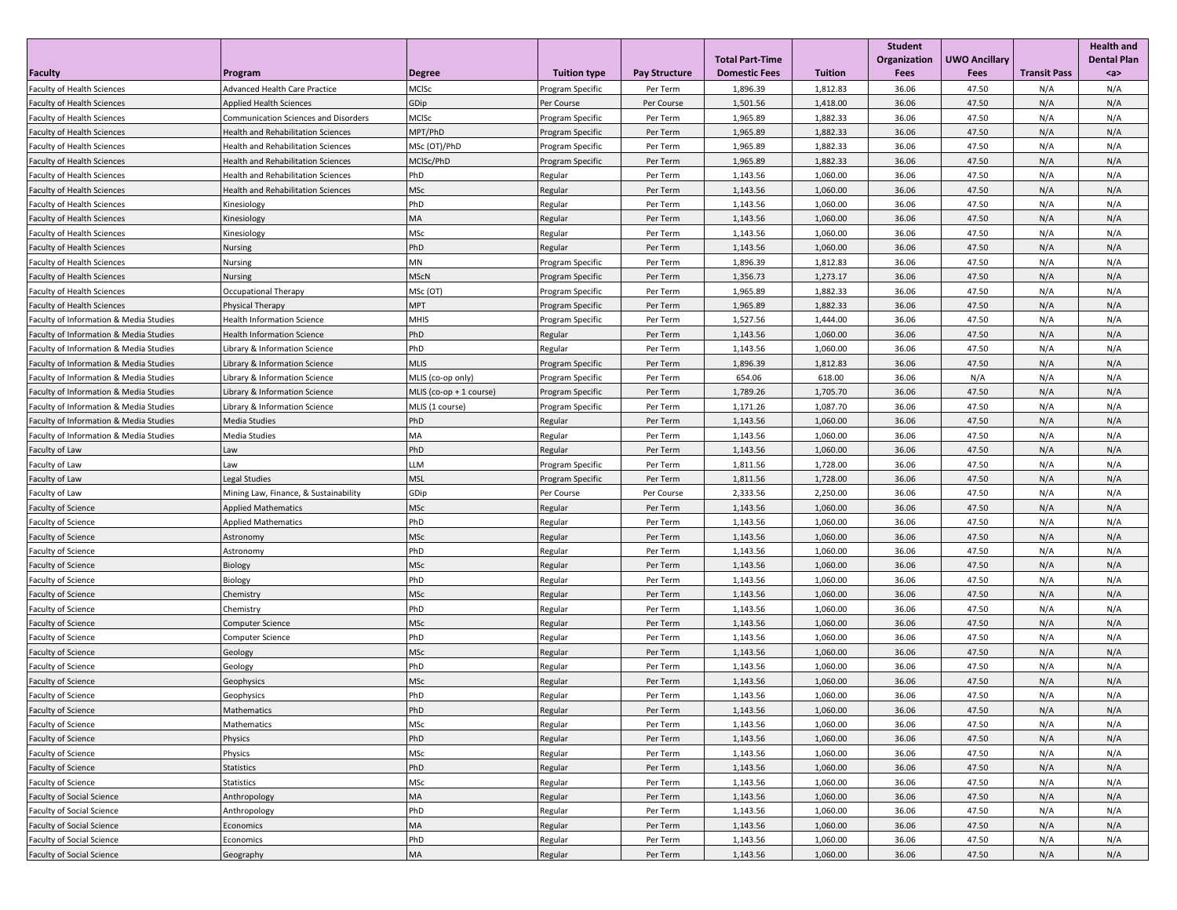| Faculty | Program | Degree | Tuition type | Pay Structure | Total Part-Time Domestic Fees | Tuition | Student Organization Fees | UWO Ancillary Fees | Transit Pass | Health and Dental Plan <a> |
|---|---|---|---|---|---|---|---|---|---|---|
| Faculty of Health Sciences | Advanced Health Care Practice | MClSc | Program Specific | Per Term | 1,896.39 | 1,812.83 | 36.06 | 47.50 | N/A | N/A |
| Faculty of Health Sciences | Applied Health Sciences | GDip | Per Course | Per Course | 1,501.56 | 1,418.00 | 36.06 | 47.50 | N/A | N/A |
| Faculty of Health Sciences | Communication Sciences and Disorders | MClSc | Program Specific | Per Term | 1,965.89 | 1,882.33 | 36.06 | 47.50 | N/A | N/A |
| Faculty of Health Sciences | Health and Rehabilitation Sciences | MPT/PhD | Program Specific | Per Term | 1,965.89 | 1,882.33 | 36.06 | 47.50 | N/A | N/A |
| Faculty of Health Sciences | Health and Rehabilitation Sciences | MSc (OT)/PhD | Program Specific | Per Term | 1,965.89 | 1,882.33 | 36.06 | 47.50 | N/A | N/A |
| Faculty of Health Sciences | Health and Rehabilitation Sciences | MClSc/PhD | Program Specific | Per Term | 1,965.89 | 1,882.33 | 36.06 | 47.50 | N/A | N/A |
| Faculty of Health Sciences | Health and Rehabilitation Sciences | PhD | Regular | Per Term | 1,143.56 | 1,060.00 | 36.06 | 47.50 | N/A | N/A |
| Faculty of Health Sciences | Health and Rehabilitation Sciences | MSc | Regular | Per Term | 1,143.56 | 1,060.00 | 36.06 | 47.50 | N/A | N/A |
| Faculty of Health Sciences | Kinesiology | PhD | Regular | Per Term | 1,143.56 | 1,060.00 | 36.06 | 47.50 | N/A | N/A |
| Faculty of Health Sciences | Kinesiology | MA | Regular | Per Term | 1,143.56 | 1,060.00 | 36.06 | 47.50 | N/A | N/A |
| Faculty of Health Sciences | Kinesiology | MSc | Regular | Per Term | 1,143.56 | 1,060.00 | 36.06 | 47.50 | N/A | N/A |
| Faculty of Health Sciences | Nursing | PhD | Regular | Per Term | 1,143.56 | 1,060.00 | 36.06 | 47.50 | N/A | N/A |
| Faculty of Health Sciences | Nursing | MN | Program Specific | Per Term | 1,896.39 | 1,812.83 | 36.06 | 47.50 | N/A | N/A |
| Faculty of Health Sciences | Nursing | MScN | Program Specific | Per Term | 1,356.73 | 1,273.17 | 36.06 | 47.50 | N/A | N/A |
| Faculty of Health Sciences | Occupational Therapy | MSc (OT) | Program Specific | Per Term | 1,965.89 | 1,882.33 | 36.06 | 47.50 | N/A | N/A |
| Faculty of Health Sciences | Physical Therapy | MPT | Program Specific | Per Term | 1,965.89 | 1,882.33 | 36.06 | 47.50 | N/A | N/A |
| Faculty of Information & Media Studies | Health Information Science | MHIS | Program Specific | Per Term | 1,527.56 | 1,444.00 | 36.06 | 47.50 | N/A | N/A |
| Faculty of Information & Media Studies | Health Information Science | PhD | Regular | Per Term | 1,143.56 | 1,060.00 | 36.06 | 47.50 | N/A | N/A |
| Faculty of Information & Media Studies | Library & Information Science | PhD | Regular | Per Term | 1,143.56 | 1,060.00 | 36.06 | 47.50 | N/A | N/A |
| Faculty of Information & Media Studies | Library & Information Science | MLIS | Program Specific | Per Term | 1,896.39 | 1,812.83 | 36.06 | 47.50 | N/A | N/A |
| Faculty of Information & Media Studies | Library & Information Science | MLIS (co-op only) | Program Specific | Per Term | 654.06 | 618.00 | 36.06 | N/A | N/A | N/A |
| Faculty of Information & Media Studies | Library & Information Science | MLIS (co-op + 1 course) | Program Specific | Per Term | 1,789.26 | 1,705.70 | 36.06 | 47.50 | N/A | N/A |
| Faculty of Information & Media Studies | Library & Information Science | MLIS (1 course) | Program Specific | Per Term | 1,171.26 | 1,087.70 | 36.06 | 47.50 | N/A | N/A |
| Faculty of Information & Media Studies | Media Studies | PhD | Regular | Per Term | 1,143.56 | 1,060.00 | 36.06 | 47.50 | N/A | N/A |
| Faculty of Information & Media Studies | Media Studies | MA | Regular | Per Term | 1,143.56 | 1,060.00 | 36.06 | 47.50 | N/A | N/A |
| Faculty of Law | Law | PhD | Regular | Per Term | 1,143.56 | 1,060.00 | 36.06 | 47.50 | N/A | N/A |
| Faculty of Law | Law | LLM | Program Specific | Per Term | 1,811.56 | 1,728.00 | 36.06 | 47.50 | N/A | N/A |
| Faculty of Law | Legal Studies | MSL | Program Specific | Per Term | 1,811.56 | 1,728.00 | 36.06 | 47.50 | N/A | N/A |
| Faculty of Law | Mining Law, Finance, & Sustainability | GDip | Per Course | Per Course | 2,333.56 | 2,250.00 | 36.06 | 47.50 | N/A | N/A |
| Faculty of Science | Applied Mathematics | MSc | Regular | Per Term | 1,143.56 | 1,060.00 | 36.06 | 47.50 | N/A | N/A |
| Faculty of Science | Applied Mathematics | PhD | Regular | Per Term | 1,143.56 | 1,060.00 | 36.06 | 47.50 | N/A | N/A |
| Faculty of Science | Astronomy | MSc | Regular | Per Term | 1,143.56 | 1,060.00 | 36.06 | 47.50 | N/A | N/A |
| Faculty of Science | Astronomy | PhD | Regular | Per Term | 1,143.56 | 1,060.00 | 36.06 | 47.50 | N/A | N/A |
| Faculty of Science | Biology | MSc | Regular | Per Term | 1,143.56 | 1,060.00 | 36.06 | 47.50 | N/A | N/A |
| Faculty of Science | Biology | PhD | Regular | Per Term | 1,143.56 | 1,060.00 | 36.06 | 47.50 | N/A | N/A |
| Faculty of Science | Chemistry | MSc | Regular | Per Term | 1,143.56 | 1,060.00 | 36.06 | 47.50 | N/A | N/A |
| Faculty of Science | Chemistry | PhD | Regular | Per Term | 1,143.56 | 1,060.00 | 36.06 | 47.50 | N/A | N/A |
| Faculty of Science | Computer Science | MSc | Regular | Per Term | 1,143.56 | 1,060.00 | 36.06 | 47.50 | N/A | N/A |
| Faculty of Science | Computer Science | PhD | Regular | Per Term | 1,143.56 | 1,060.00 | 36.06 | 47.50 | N/A | N/A |
| Faculty of Science | Geology | MSc | Regular | Per Term | 1,143.56 | 1,060.00 | 36.06 | 47.50 | N/A | N/A |
| Faculty of Science | Geology | PhD | Regular | Per Term | 1,143.56 | 1,060.00 | 36.06 | 47.50 | N/A | N/A |
| Faculty of Science | Geophysics | MSc | Regular | Per Term | 1,143.56 | 1,060.00 | 36.06 | 47.50 | N/A | N/A |
| Faculty of Science | Geophysics | PhD | Regular | Per Term | 1,143.56 | 1,060.00 | 36.06 | 47.50 | N/A | N/A |
| Faculty of Science | Mathematics | PhD | Regular | Per Term | 1,143.56 | 1,060.00 | 36.06 | 47.50 | N/A | N/A |
| Faculty of Science | Mathematics | MSc | Regular | Per Term | 1,143.56 | 1,060.00 | 36.06 | 47.50 | N/A | N/A |
| Faculty of Science | Physics | PhD | Regular | Per Term | 1,143.56 | 1,060.00 | 36.06 | 47.50 | N/A | N/A |
| Faculty of Science | Physics | MSc | Regular | Per Term | 1,143.56 | 1,060.00 | 36.06 | 47.50 | N/A | N/A |
| Faculty of Science | Statistics | PhD | Regular | Per Term | 1,143.56 | 1,060.00 | 36.06 | 47.50 | N/A | N/A |
| Faculty of Science | Statistics | MSc | Regular | Per Term | 1,143.56 | 1,060.00 | 36.06 | 47.50 | N/A | N/A |
| Faculty of Social Science | Anthropology | MA | Regular | Per Term | 1,143.56 | 1,060.00 | 36.06 | 47.50 | N/A | N/A |
| Faculty of Social Science | Anthropology | PhD | Regular | Per Term | 1,143.56 | 1,060.00 | 36.06 | 47.50 | N/A | N/A |
| Faculty of Social Science | Economics | MA | Regular | Per Term | 1,143.56 | 1,060.00 | 36.06 | 47.50 | N/A | N/A |
| Faculty of Social Science | Economics | PhD | Regular | Per Term | 1,143.56 | 1,060.00 | 36.06 | 47.50 | N/A | N/A |
| Faculty of Social Science | Geography | MA | Regular | Per Term | 1,143.56 | 1,060.00 | 36.06 | 47.50 | N/A | N/A |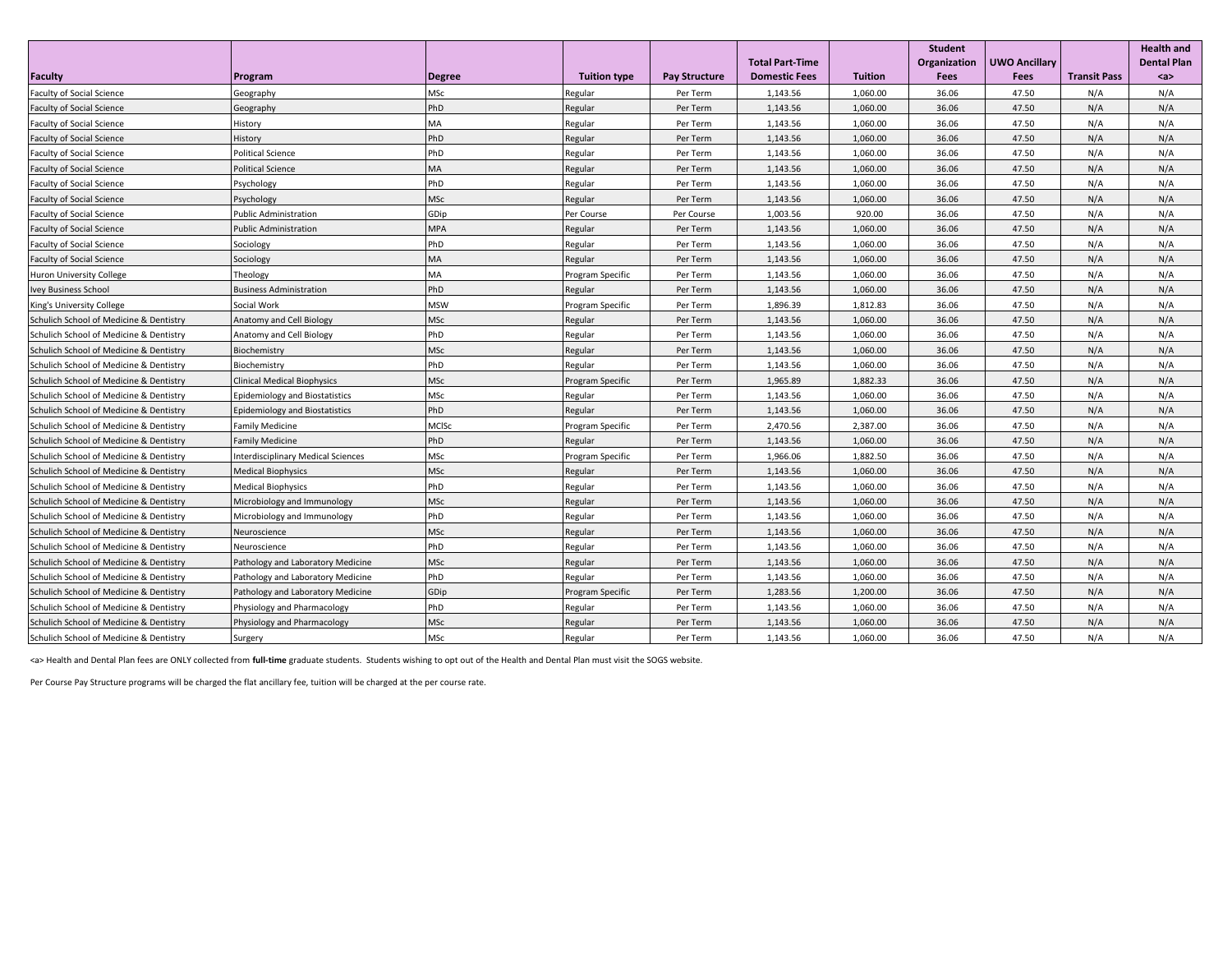| Faculty | Program | Degree | Tuition type | Pay Structure | Total Part-Time Domestic Fees | Tuition | Student Organization Fees | UWO Ancillary Fees | Transit Pass | Health and Dental Plan <a> |
|---|---|---|---|---|---|---|---|---|---|---|
| Faculty of Social Science | Geography | MSc | Regular | Per Term | 1,143.56 | 1,060.00 | 36.06 | 47.50 | N/A | N/A |
| Faculty of Social Science | Geography | PhD | Regular | Per Term | 1,143.56 | 1,060.00 | 36.06 | 47.50 | N/A | N/A |
| Faculty of Social Science | History | MA | Regular | Per Term | 1,143.56 | 1,060.00 | 36.06 | 47.50 | N/A | N/A |
| Faculty of Social Science | History | PhD | Regular | Per Term | 1,143.56 | 1,060.00 | 36.06 | 47.50 | N/A | N/A |
| Faculty of Social Science | Political Science | PhD | Regular | Per Term | 1,143.56 | 1,060.00 | 36.06 | 47.50 | N/A | N/A |
| Faculty of Social Science | Political Science | MA | Regular | Per Term | 1,143.56 | 1,060.00 | 36.06 | 47.50 | N/A | N/A |
| Faculty of Social Science | Psychology | PhD | Regular | Per Term | 1,143.56 | 1,060.00 | 36.06 | 47.50 | N/A | N/A |
| Faculty of Social Science | Psychology | MSc | Regular | Per Term | 1,143.56 | 1,060.00 | 36.06 | 47.50 | N/A | N/A |
| Faculty of Social Science | Public Administration | GDip | Per Course | Per Course | 1,003.56 | 920.00 | 36.06 | 47.50 | N/A | N/A |
| Faculty of Social Science | Public Administration | MPA | Regular | Per Term | 1,143.56 | 1,060.00 | 36.06 | 47.50 | N/A | N/A |
| Faculty of Social Science | Sociology | PhD | Regular | Per Term | 1,143.56 | 1,060.00 | 36.06 | 47.50 | N/A | N/A |
| Faculty of Social Science | Sociology | MA | Regular | Per Term | 1,143.56 | 1,060.00 | 36.06 | 47.50 | N/A | N/A |
| Huron University College | Theology | MA | Program Specific | Per Term | 1,143.56 | 1,060.00 | 36.06 | 47.50 | N/A | N/A |
| Ivey Business School | Business Administration | PhD | Regular | Per Term | 1,143.56 | 1,060.00 | 36.06 | 47.50 | N/A | N/A |
| King's University College | Social Work | MSW | Program Specific | Per Term | 1,896.39 | 1,812.83 | 36.06 | 47.50 | N/A | N/A |
| Schulich School of Medicine & Dentistry | Anatomy and Cell Biology | MSc | Regular | Per Term | 1,143.56 | 1,060.00 | 36.06 | 47.50 | N/A | N/A |
| Schulich School of Medicine & Dentistry | Anatomy and Cell Biology | PhD | Regular | Per Term | 1,143.56 | 1,060.00 | 36.06 | 47.50 | N/A | N/A |
| Schulich School of Medicine & Dentistry | Biochemistry | MSc | Regular | Per Term | 1,143.56 | 1,060.00 | 36.06 | 47.50 | N/A | N/A |
| Schulich School of Medicine & Dentistry | Biochemistry | PhD | Regular | Per Term | 1,143.56 | 1,060.00 | 36.06 | 47.50 | N/A | N/A |
| Schulich School of Medicine & Dentistry | Clinical Medical Biophysics | MSc | Program Specific | Per Term | 1,965.89 | 1,882.33 | 36.06 | 47.50 | N/A | N/A |
| Schulich School of Medicine & Dentistry | Epidemiology and Biostatistics | MSc | Regular | Per Term | 1,143.56 | 1,060.00 | 36.06 | 47.50 | N/A | N/A |
| Schulich School of Medicine & Dentistry | Epidemiology and Biostatistics | PhD | Regular | Per Term | 1,143.56 | 1,060.00 | 36.06 | 47.50 | N/A | N/A |
| Schulich School of Medicine & Dentistry | Family Medicine | MClSc | Program Specific | Per Term | 2,470.56 | 2,387.00 | 36.06 | 47.50 | N/A | N/A |
| Schulich School of Medicine & Dentistry | Family Medicine | PhD | Regular | Per Term | 1,143.56 | 1,060.00 | 36.06 | 47.50 | N/A | N/A |
| Schulich School of Medicine & Dentistry | Interdisciplinary Medical Sciences | MSc | Program Specific | Per Term | 1,966.06 | 1,882.50 | 36.06 | 47.50 | N/A | N/A |
| Schulich School of Medicine & Dentistry | Medical Biophysics | MSc | Regular | Per Term | 1,143.56 | 1,060.00 | 36.06 | 47.50 | N/A | N/A |
| Schulich School of Medicine & Dentistry | Medical Biophysics | PhD | Regular | Per Term | 1,143.56 | 1,060.00 | 36.06 | 47.50 | N/A | N/A |
| Schulich School of Medicine & Dentistry | Microbiology and Immunology | MSc | Regular | Per Term | 1,143.56 | 1,060.00 | 36.06 | 47.50 | N/A | N/A |
| Schulich School of Medicine & Dentistry | Microbiology and Immunology | PhD | Regular | Per Term | 1,143.56 | 1,060.00 | 36.06 | 47.50 | N/A | N/A |
| Schulich School of Medicine & Dentistry | Neuroscience | MSc | Regular | Per Term | 1,143.56 | 1,060.00 | 36.06 | 47.50 | N/A | N/A |
| Schulich School of Medicine & Dentistry | Neuroscience | PhD | Regular | Per Term | 1,143.56 | 1,060.00 | 36.06 | 47.50 | N/A | N/A |
| Schulich School of Medicine & Dentistry | Pathology and Laboratory Medicine | MSc | Regular | Per Term | 1,143.56 | 1,060.00 | 36.06 | 47.50 | N/A | N/A |
| Schulich School of Medicine & Dentistry | Pathology and Laboratory Medicine | PhD | Regular | Per Term | 1,143.56 | 1,060.00 | 36.06 | 47.50 | N/A | N/A |
| Schulich School of Medicine & Dentistry | Pathology and Laboratory Medicine | GDip | Program Specific | Per Term | 1,283.56 | 1,200.00 | 36.06 | 47.50 | N/A | N/A |
| Schulich School of Medicine & Dentistry | Physiology and Pharmacology | PhD | Regular | Per Term | 1,143.56 | 1,060.00 | 36.06 | 47.50 | N/A | N/A |
| Schulich School of Medicine & Dentistry | Physiology and Pharmacology | MSc | Regular | Per Term | 1,143.56 | 1,060.00 | 36.06 | 47.50 | N/A | N/A |
| Schulich School of Medicine & Dentistry | Surgery | MSc | Regular | Per Term | 1,143.56 | 1,060.00 | 36.06 | 47.50 | N/A | N/A |

<a> Health and Dental Plan fees are ONLY collected from **full-time** graduate students. Students wishing to opt out of the Health and Dental Plan must visit the SOGS website.

Per Course Pay Structure programs will be charged the flat ancillary fee, tuition will be charged at the per course rate.